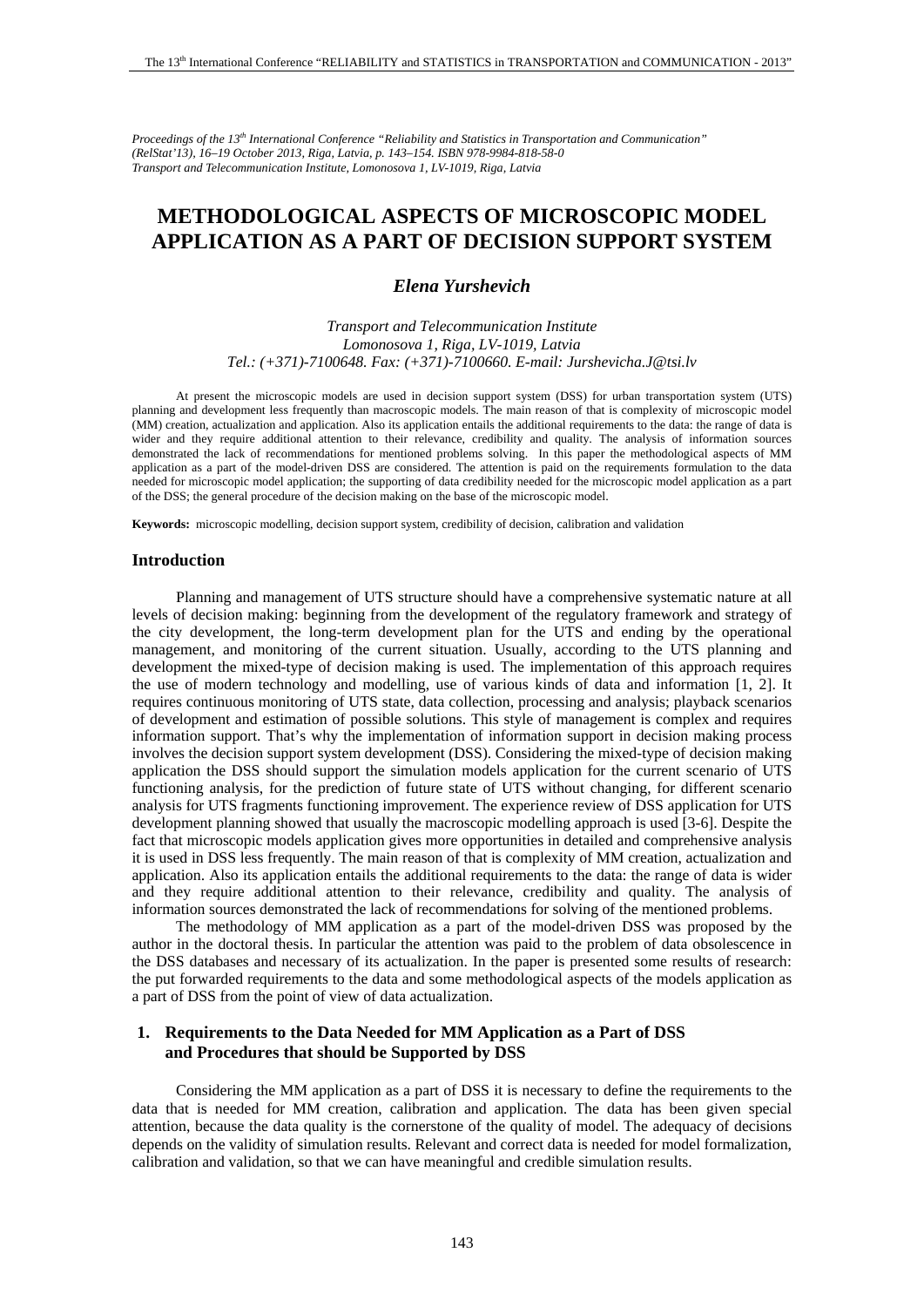*Proceedings of the 13th International Conference "Reliability and Statistics in Transportation and Communication" (RelStat'13), 16–19 October 2013, Riga, Latvia, p. 143–154. ISBN 978-9984-818-58-0*
*Transport and Telecommunication Institute, Lomonosova 1, LV-1019, Riga, Latvia*

# METHODOLOGICAL ASPECTS OF MICROSCOPIC MODEL APPLICATION AS A PART OF DECISION SUPPORT SYSTEM

***Elena Yurshevich***

*Transport and Telecommunication Institute*
*Lomonosova 1, Riga, LV-1019, Latvia*
*Tel.: (+371)-7100648. Fax: (+371)-7100660. E-mail: Jurshevicha.J@tsi.lv*

At present the microscopic models are used in decision support system (DSS) for urban transportation system (UTS) planning and development less frequently than macroscopic models. The main reason of that is complexity of microscopic model (MM) creation, actualization and application. Also its application entails the additional requirements to the data: the range of data is wider and they require additional attention to their relevance, credibility and quality. The analysis of information sources demonstrated the lack of recommendations for mentioned problems solving. In this paper the methodological aspects of MM application as a part of the model-driven DSS are considered. The attention is paid on the requirements formulation to the data needed for microscopic model application; the supporting of data credibility needed for the microscopic model application as a part of the DSS; the general procedure of the decision making on the base of the microscopic model.

**Keywords:** microscopic modelling, decision support system, credibility of decision, calibration and validation

## Introduction

Planning and management of UTS structure should have a comprehensive systematic nature at all levels of decision making: beginning from the development of the regulatory framework and strategy of the city development, the long-term development plan for the UTS and ending by the operational management, and monitoring of the current situation. Usually, according to the UTS planning and development the mixed-type of decision making is used. The implementation of this approach requires the use of modern technology and modelling, use of various kinds of data and information [1, 2]. It requires continuous monitoring of UTS state, data collection, processing and analysis; playback scenarios of development and estimation of possible solutions. This style of management is complex and requires information support. That's why the implementation of information support in decision making process involves the decision support system development (DSS). Considering the mixed-type of decision making application the DSS should support the simulation models application for the current scenario of UTS functioning analysis, for the prediction of future state of UTS without changing, for different scenario analysis for UTS fragments functioning improvement. The experience review of DSS application for UTS development planning showed that usually the macroscopic modelling approach is used [3-6]. Despite the fact that microscopic models application gives more opportunities in detailed and comprehensive analysis it is used in DSS less frequently. The main reason of that is complexity of MM creation, actualization and application. Also its application entails the additional requirements to the data: the range of data is wider and they require additional attention to their relevance, credibility and quality. The analysis of information sources demonstrated the lack of recommendations for solving of the mentioned problems.

The methodology of MM application as a part of the model-driven DSS was proposed by the author in the doctoral thesis. In particular the attention was paid to the problem of data obsolescence in the DSS databases and necessary of its actualization. In the paper is presented some results of research: the put forwarded requirements to the data and some methodological aspects of the models application as a part of DSS from the point of view of data actualization.

## 1. Requirements to the Data Needed for MM Application as a Part of DSS and Procedures that should be Supported by DSS

Considering the MM application as a part of DSS it is necessary to define the requirements to the data that is needed for MM creation, calibration and application. The data has been given special attention, because the data quality is the cornerstone of the quality of model. The adequacy of decisions depends on the validity of simulation results. Relevant and correct data is needed for model formalization, calibration and validation, so that we can have meaningful and credible simulation results.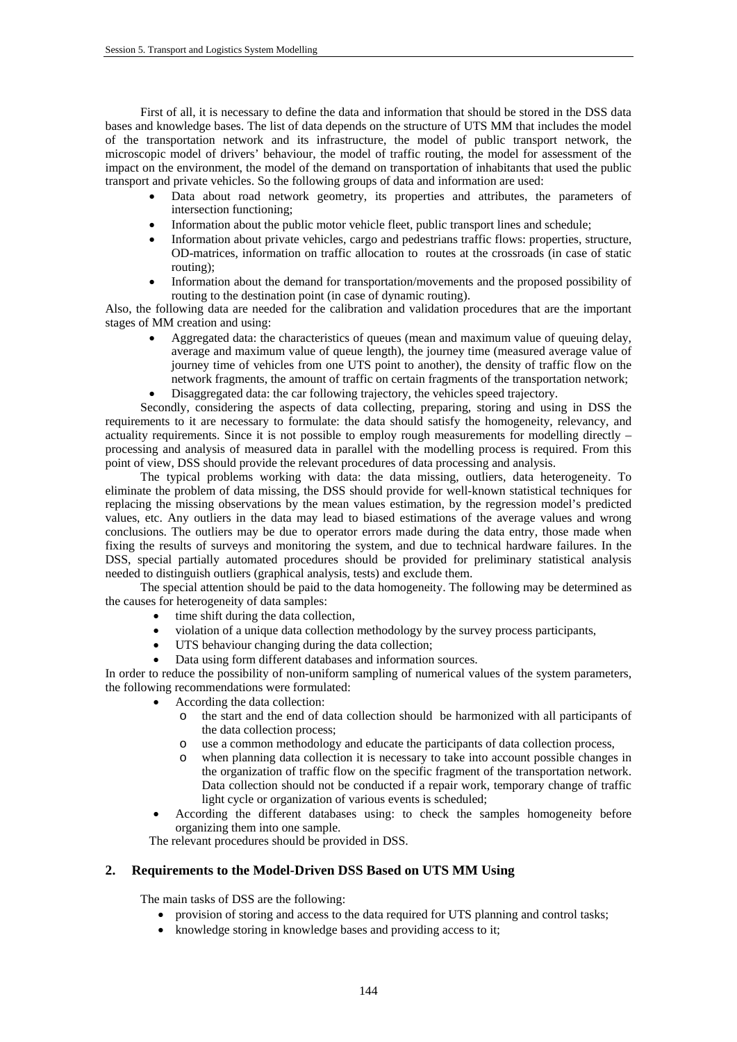First of all, it is necessary to define the data and information that should be stored in the DSS data bases and knowledge bases. The list of data depends on the structure of UTS MM that includes the model of the transportation network and its infrastructure, the model of public transport network, the microscopic model of drivers' behaviour, the model of traffic routing, the model for assessment of the impact on the environment, the model of the demand on transportation of inhabitants that used the public transport and private vehicles. So the following groups of data and information are used:

- Data about road network geometry, its properties and attributes, the parameters of intersection functioning;
- Information about the public motor vehicle fleet, public transport lines and schedule;
- Information about private vehicles, cargo and pedestrians traffic flows: properties, structure, OD-matrices, information on traffic allocation to routes at the crossroads (in case of static routing);
- Information about the demand for transportation/movements and the proposed possibility of routing to the destination point (in case of dynamic routing).

Also, the following data are needed for the calibration and validation procedures that are the important stages of MM creation and using:

- Aggregated data: the characteristics of queues (mean and maximum value of queuing delay, average and maximum value of queue length), the journey time (measured average value of journey time of vehicles from one UTS point to another), the density of traffic flow on the network fragments, the amount of traffic on certain fragments of the transportation network;
- Disaggregated data: the car following trajectory, the vehicles speed trajectory.

Secondly, considering the aspects of data collecting, preparing, storing and using in DSS the requirements to it are necessary to formulate: the data should satisfy the homogeneity, relevancy, and actuality requirements. Since it is not possible to employ rough measurements for modelling directly – processing and analysis of measured data in parallel with the modelling process is required. From this point of view, DSS should provide the relevant procedures of data processing and analysis.

The typical problems working with data: the data missing, outliers, data heterogeneity. To eliminate the problem of data missing, the DSS should provide for well-known statistical techniques for replacing the missing observations by the mean values estimation, by the regression model's predicted values, etc. Any outliers in the data may lead to biased estimations of the average values and wrong conclusions. The outliers may be due to operator errors made during the data entry, those made when fixing the results of surveys and monitoring the system, and due to technical hardware failures. In the DSS, special partially automated procedures should be provided for preliminary statistical analysis needed to distinguish outliers (graphical analysis, tests) and exclude them.

The special attention should be paid to the data homogeneity. The following may be determined as the causes for heterogeneity of data samples:

- time shift during the data collection,
- violation of a unique data collection methodology by the survey process participants,
- UTS behaviour changing during the data collection;
- Data using form different databases and information sources.

In order to reduce the possibility of non-uniform sampling of numerical values of the system parameters, the following recommendations were formulated:

- According the data collection:
    - the start and the end of data collection should be harmonized with all participants of the data collection process;
    - use a common methodology and educate the participants of data collection process,
    - when planning data collection it is necessary to take into account possible changes in the organization of traffic flow on the specific fragment of the transportation network. Data collection should not be conducted if a repair work, temporary change of traffic light cycle or organization of various events is scheduled;
- According the different databases using: to check the samples homogeneity before organizing them into one sample.

The relevant procedures should be provided in DSS.

## 2. Requirements to the Model-Driven DSS Based on UTS MM Using

The main tasks of DSS are the following:

- provision of storing and access to the data required for UTS planning and control tasks;
- knowledge storing in knowledge bases and providing access to it;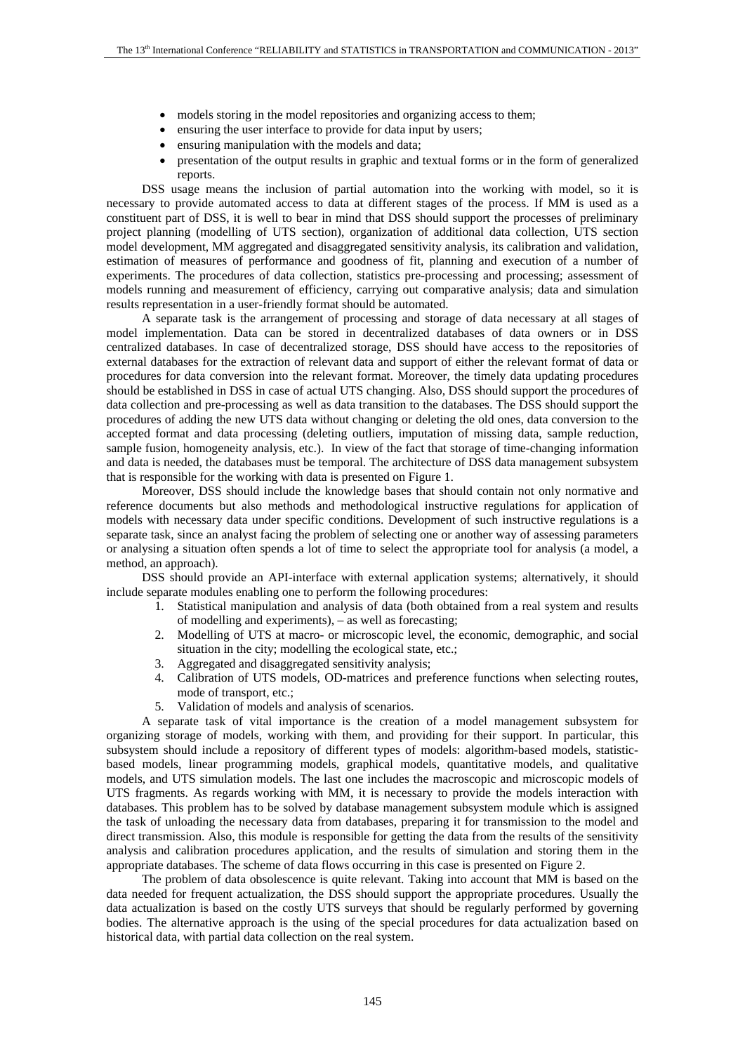- models storing in the model repositories and organizing access to them;
- ensuring the user interface to provide for data input by users;
- ensuring manipulation with the models and data;
- presentation of the output results in graphic and textual forms or in the form of generalized reports.

DSS usage means the inclusion of partial automation into the working with model, so it is necessary to provide automated access to data at different stages of the process. If MM is used as a constituent part of DSS, it is well to bear in mind that DSS should support the processes of preliminary project planning (modelling of UTS section), organization of additional data collection, UTS section model development, MM aggregated and disaggregated sensitivity analysis, its calibration and validation, estimation of measures of performance and goodness of fit, planning and execution of a number of experiments. The procedures of data collection, statistics pre-processing and processing; assessment of models running and measurement of efficiency, carrying out comparative analysis; data and simulation results representation in a user-friendly format should be automated.

A separate task is the arrangement of processing and storage of data necessary at all stages of model implementation. Data can be stored in decentralized databases of data owners or in DSS centralized databases. In case of decentralized storage, DSS should have access to the repositories of external databases for the extraction of relevant data and support of either the relevant format of data or procedures for data conversion into the relevant format. Moreover, the timely data updating procedures should be established in DSS in case of actual UTS changing. Also, DSS should support the procedures of data collection and pre-processing as well as data transition to the databases. The DSS should support the procedures of adding the new UTS data without changing or deleting the old ones, data conversion to the accepted format and data processing (deleting outliers, imputation of missing data, sample reduction, sample fusion, homogeneity analysis, etc.). In view of the fact that storage of time-changing information and data is needed, the databases must be temporal. The architecture of DSS data management subsystem that is responsible for the working with data is presented on Figure 1.

Moreover, DSS should include the knowledge bases that should contain not only normative and reference documents but also methods and methodological instructive regulations for application of models with necessary data under specific conditions. Development of such instructive regulations is a separate task, since an analyst facing the problem of selecting one or another way of assessing parameters or analysing a situation often spends a lot of time to select the appropriate tool for analysis (a model, a method, an approach).

DSS should provide an API-interface with external application systems; alternatively, it should include separate modules enabling one to perform the following procedures:

1. Statistical manipulation and analysis of data (both obtained from a real system and results of modelling and experiments), – as well as forecasting;
2. Modelling of UTS at macro- or microscopic level, the economic, demographic, and social situation in the city; modelling the ecological state, etc.;
3. Aggregated and disaggregated sensitivity analysis;
4. Calibration of UTS models, OD-matrices and preference functions when selecting routes, mode of transport, etc.;
5. Validation of models and analysis of scenarios.

A separate task of vital importance is the creation of a model management subsystem for organizing storage of models, working with them, and providing for their support. In particular, this subsystem should include a repository of different types of models: algorithm-based models, statistic-based models, linear programming models, graphical models, quantitative models, and qualitative models, and UTS simulation models. The last one includes the macroscopic and microscopic models of UTS fragments. As regards working with MM, it is necessary to provide the models interaction with databases. This problem has to be solved by database management subsystem module which is assigned the task of unloading the necessary data from databases, preparing it for transmission to the model and direct transmission. Also, this module is responsible for getting the data from the results of the sensitivity analysis and calibration procedures application, and the results of simulation and storing them in the appropriate databases. The scheme of data flows occurring in this case is presented on Figure 2.

The problem of data obsolescence is quite relevant. Taking into account that MM is based on the data needed for frequent actualization, the DSS should support the appropriate procedures. Usually the data actualization is based on the costly UTS surveys that should be regularly performed by governing bodies. The alternative approach is the using of the special procedures for data actualization based on historical data, with partial data collection on the real system.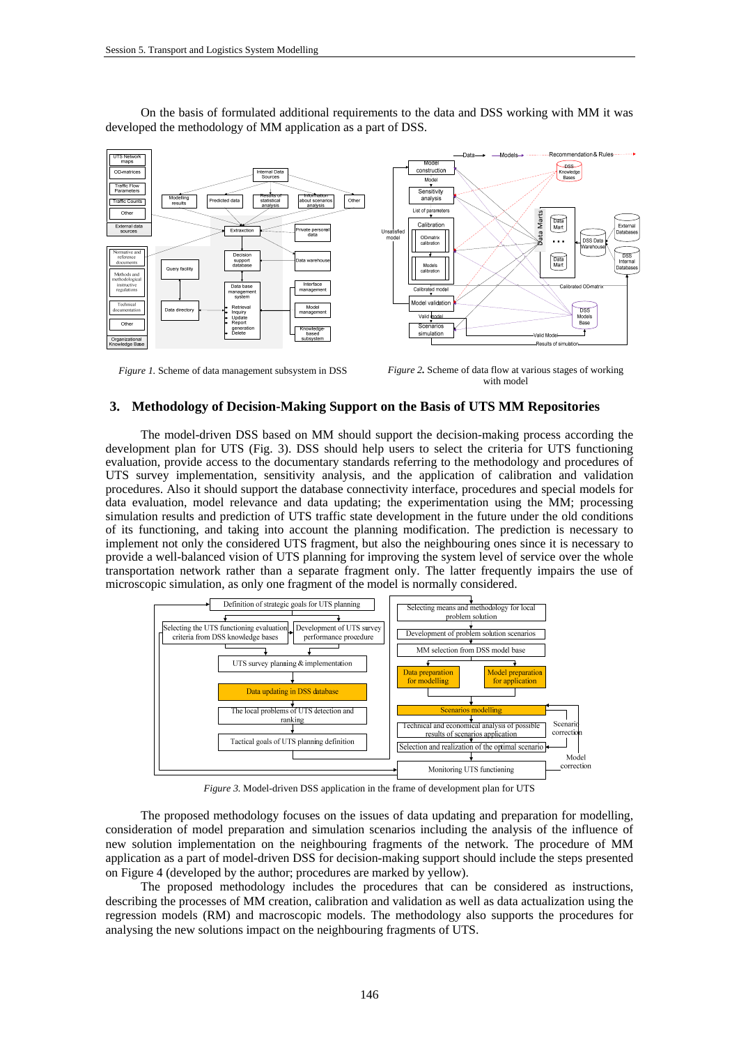On the basis of formulated additional requirements to the data and DSS working with MM it was developed the methodology of MM application as a part of DSS.

*Figure 1.* Scheme of data management subsystem in DSS

*Figure 2.* Scheme of data flow at various stages of working with model

## 3. Methodology of Decision-Making Support on the Basis of UTS MM Repositories

The model-driven DSS based on MM should support the decision-making process according the development plan for UTS (Fig. 3). DSS should help users to select the criteria for UTS functioning evaluation, provide access to the documentary standards referring to the methodology and procedures of UTS survey implementation, sensitivity analysis, and the application of calibration and validation procedures. Also it should support the database connectivity interface, procedures and special models for data evaluation, model relevance and data updating; the experimentation using the MM; processing simulation results and prediction of UTS traffic state development in the future under the old conditions of its functioning, and taking into account the planning modification. The prediction is necessary to implement not only the considered UTS fragment, but also the neighbouring ones since it is necessary to provide a well-balanced vision of UTS planning for improving the system level of service over the whole transportation network rather than a separate fragment only. The latter frequently impairs the use of microscopic simulation, as only one fragment of the model is normally considered.

*Figure 3.* Model-driven DSS application in the frame of development plan for UTS

The proposed methodology focuses on the issues of data updating and preparation for modelling, consideration of model preparation and simulation scenarios including the analysis of the influence of new solution implementation on the neighbouring fragments of the network. The procedure of MM application as a part of model-driven DSS for decision-making support should include the steps presented on Figure 4 (developed by the author; procedures are marked by yellow).

The proposed methodology includes the procedures that can be considered as instructions, describing the processes of MM creation, calibration and validation as well as data actualization using the regression models (RM) and macroscopic models. The methodology also supports the procedures for analysing the new solutions impact on the neighbouring fragments of UTS.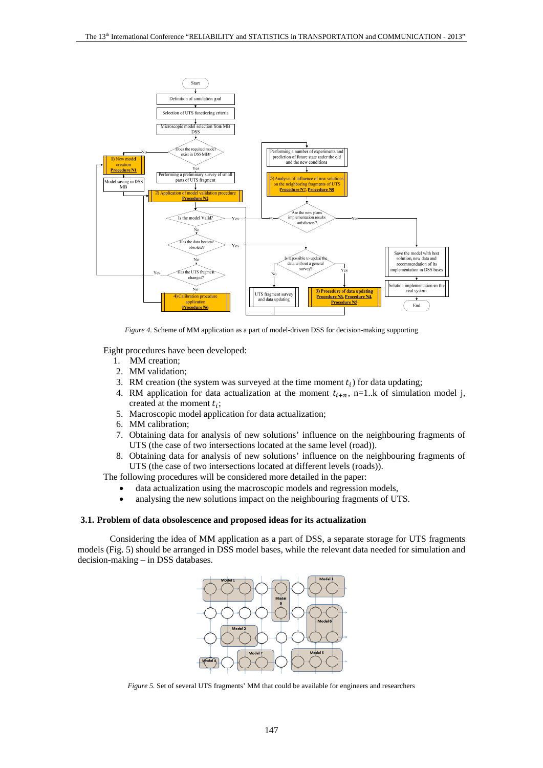*Figure 4.* Scheme of MM application as a part of model-driven DSS for decision-making supporting

Eight procedures have been developed:

1. MM creation;
2. MM validation;
3. RM creation (the system was surveyed at the time moment $t_i$) for data updating;
4. RM application for data actualization at the moment $t_{i+n}$, n=1..k of simulation model j, created at the moment $t_i$;
5. Macroscopic model application for data actualization;
6. MM calibration;
7. Obtaining data for analysis of new solutions' influence on the neighbouring fragments of UTS (the case of two intersections located at the same level (road)).
8. Obtaining data for analysis of new solutions' influence on the neighbouring fragments of UTS (the case of two intersections located at different levels (roads)).

The following procedures will be considered more detailed in the paper:

- data actualization using the macroscopic models and regression models,
- analysing the new solutions impact on the neighbouring fragments of UTS.

### 3.1. Problem of data obsolescence and proposed ideas for its actualization

Considering the idea of MM application as a part of DSS, a separate storage for UTS fragments models (Fig. 5) should be arranged in DSS model bases, while the relevant data needed for simulation and decision-making – in DSS databases.

*Figure 5.* Set of several UTS fragments' MM that could be available for engineers and researchers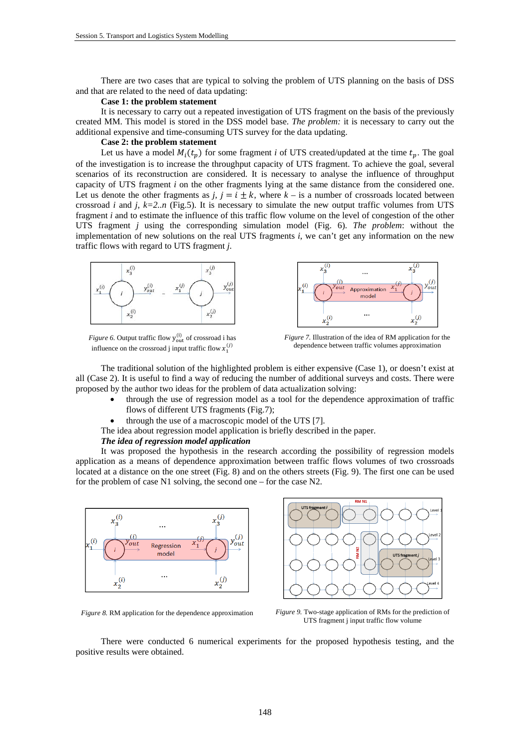There are two cases that are typical to solving the problem of UTS planning on the basis of DSS and that are related to the need of data updating:

**Case 1: the problem statement**

It is necessary to carry out a repeated investigation of UTS fragment on the basis of the previously created MM. This model is stored in the DSS model base. *The problem:* it is necessary to carry out the additional expensive and time-consuming UTS survey for the data updating.

**Case 2: the problem statement**

Let us have a model $M_i(t_p)$ for some fragment *i* of UTS created/updated at the time $t_p$. The goal of the investigation is to increase the throughput capacity of UTS fragment. To achieve the goal, several scenarios of its reconstruction are considered. It is necessary to analyse the influence of throughput capacity of UTS fragment *i* on the other fragments lying at the same distance from the considered one. Let us denote the other fragments as *j*, $j = i \pm k$, where *k* – is a number of crossroads located between crossroad *i* and *j*, *k=2..n* (Fig.5). It is necessary to simulate the new output traffic volumes from UTS fragment *i* and to estimate the influence of this traffic flow volume on the level of congestion of the other UTS fragment *j* using the corresponding simulation model (Fig. 6). *The problem*: without the implementation of new solutions on the real UTS fragments *i*, we can't get any information on the new traffic flows with regard to UTS fragment *j*.

*Figure 6.* Output traffic flow $y_{out}^{(i)}$ of crossroad i has influence on the crossroad j input traffic flow $x_1^{(j)}$

*Figure 7.* Illustration of the idea of RM application for the dependence between traffic volumes approximation

The traditional solution of the highlighted problem is either expensive (Case 1), or doesn't exist at all (Case 2). It is useful to find a way of reducing the number of additional surveys and costs. There were proposed by the author two ideas for the problem of data actualization solving:

- through the use of regression model as a tool for the dependence approximation of traffic flows of different UTS fragments (Fig.7);
- through the use of a macroscopic model of the UTS [7].

The idea about regression model application is briefly described in the paper.

***The idea of regression model application***

It was proposed the hypothesis in the research according the possibility of regression models application as a means of dependence approximation between traffic flows volumes of two crossroads located at a distance on the one street (Fig. 8) and on the others streets (Fig. 9). The first one can be used for the problem of case N1 solving, the second one – for the case N2.

*Figure 8.* RM application for the dependence approximation

*Figure 9.* Two-stage application of RMs for the prediction of UTS fragment j input traffic flow volume

There were conducted 6 numerical experiments for the proposed hypothesis testing, and the positive results were obtained.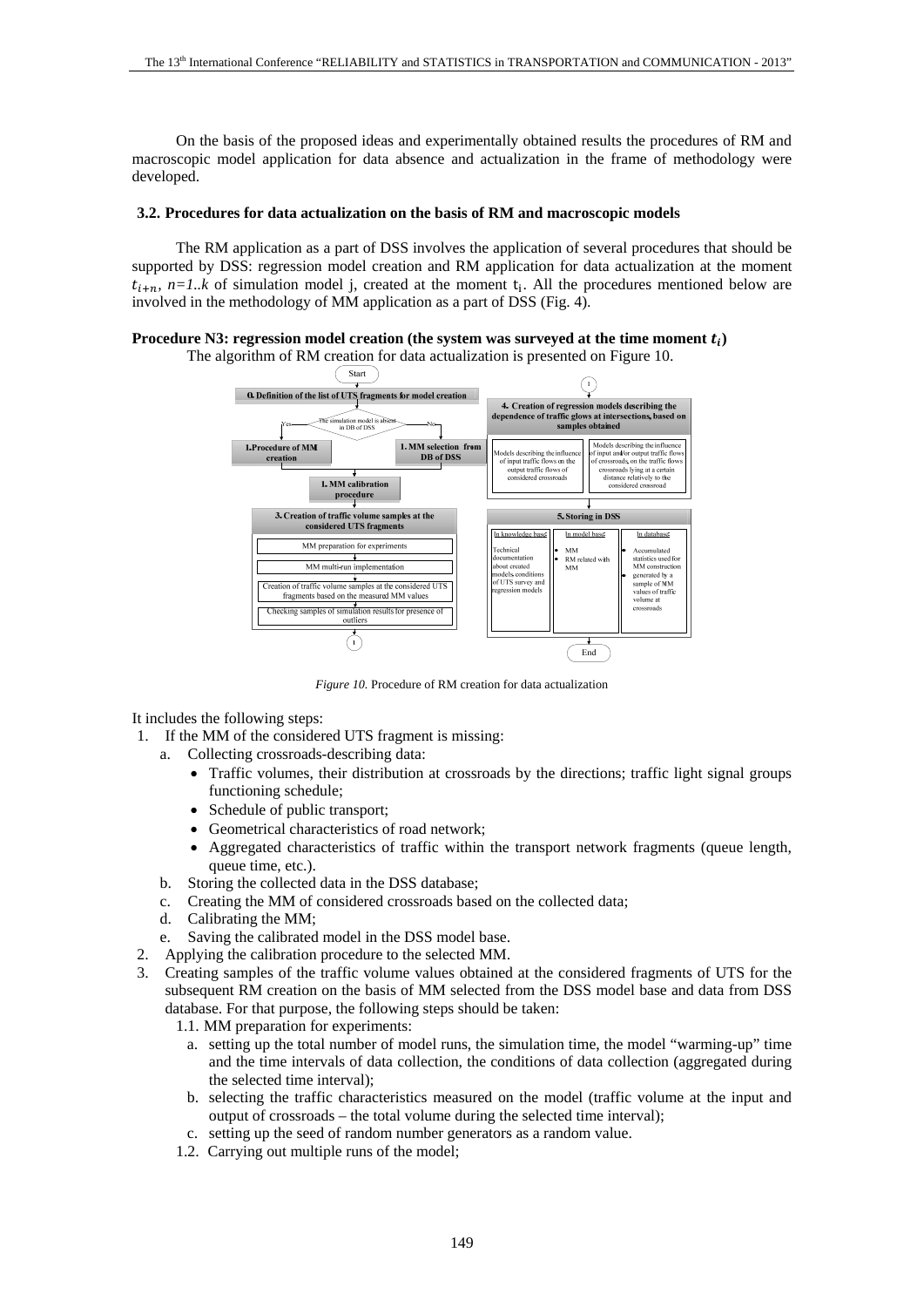On the basis of the proposed ideas and experimentally obtained results the procedures of RM and macroscopic model application for data absence and actualization in the frame of methodology were developed.

### 3.2. Procedures for data actualization on the basis of RM and macroscopic models

The RM application as a part of DSS involves the application of several procedures that should be supported by DSS: regression model creation and RM application for data actualization at the moment $t_{i+n}$, $n=1..k$ of simulation model j, created at the moment $t_i$. All the procedures mentioned below are involved in the methodology of MM application as a part of DSS (Fig. 4).

**Procedure N3: regression model creation (the system was surveyed at the time moment $t_i$)**

The algorithm of RM creation for data actualization is presented on Figure 10.

*Figure 10.* Procedure of RM creation for data actualization

It includes the following steps:

1. If the MM of the considered UTS fragment is missing:
   a. Collecting crossroads-describing data:
      - Traffic volumes, their distribution at crossroads by the directions; traffic light signal groups functioning schedule;
      - Schedule of public transport;
      - Geometrical characteristics of road network;
      - Aggregated characteristics of traffic within the transport network fragments (queue length, queue time, etc.).
   
   b. Storing the collected data in the DSS database;
   c. Creating the MM of considered crossroads based on the collected data;
   d. Calibrating the MM;
   e. Saving the calibrated model in the DSS model base.
2. Applying the calibration procedure to the selected MM.
3. Creating samples of the traffic volume values obtained at the considered fragments of UTS for the subsequent RM creation on the basis of MM selected from the DSS model base and data from DSS database. For that purpose, the following steps should be taken:
   
   1.1. MM preparation for experiments:
      a. setting up the total number of model runs, the simulation time, the model "warming-up" time and the time intervals of data collection, the conditions of data collection (aggregated during the selected time interval);
      b. selecting the traffic characteristics measured on the model (traffic volume at the input and output of crossroads – the total volume during the selected time interval);
      c. setting up the seed of random number generators as a random value.
   
   1.2. Carrying out multiple runs of the model;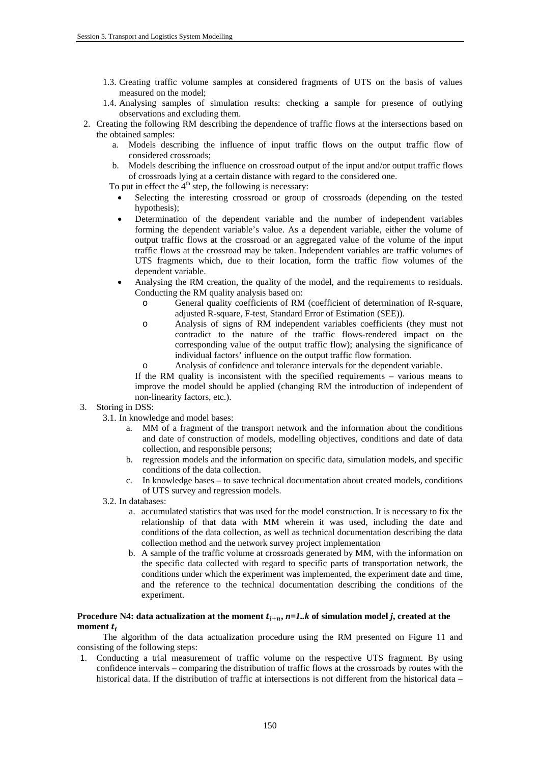1.3. Creating traffic volume samples at considered fragments of UTS on the basis of values measured on the model;

1.4. Analysing samples of simulation results: checking a sample for presence of outlying observations and excluding them.

2. Creating the following RM describing the dependence of traffic flows at the intersections based on the obtained samples:
   a. Models describing the influence of input traffic flows on the output traffic flow of considered crossroads;
   b. Models describing the influence on crossroad output of the input and/or output traffic flows of crossroads lying at a certain distance with regard to the considered one.

   To put in effect the 4[th] step, the following is necessary:
   - Selecting the interesting crossroad or group of crossroads (depending on the tested hypothesis);
   - Determination of the dependent variable and the number of independent variables forming the dependent variable's value. As a dependent variable, either the volume of output traffic flows at the crossroad or an aggregated value of the volume of the input traffic flows at the crossroad may be taken. Independent variables are traffic volumes of UTS fragments which, due to their location, form the traffic flow volumes of the dependent variable.
   - Analysing the RM creation, the quality of the model, and the requirements to residuals. Conducting the RM quality analysis based on:
     - General quality coefficients of RM (coefficient of determination of R-square, adjusted R-square, F-test, Standard Error of Estimation (SEE)).
     - Analysis of signs of RM independent variables coefficients (they must not contradict to the nature of the traffic flows-rendered impact on the corresponding value of the output traffic flow); analysing the significance of individual factors' influence on the output traffic flow formation.
     - Analysis of confidence and tolerance intervals for the dependent variable.

     If the RM quality is inconsistent with the specified requirements – various means to improve the model should be applied (changing RM the introduction of independent of non-linearity factors, etc.).

3. Storing in DSS:

   3.1. In knowledge and model bases:
   a. MM of a fragment of the transport network and the information about the conditions and date of construction of models, modelling objectives, conditions and date of data collection, and responsible persons;
   b. regression models and the information on specific data, simulation models, and specific conditions of the data collection.
   c. In knowledge bases – to save technical documentation about created models, conditions of UTS survey and regression models.

   3.2. In databases:
   a. accumulated statistics that was used for the model construction. It is necessary to fix the relationship of that data with MM wherein it was used, including the date and conditions of the data collection, as well as technical documentation describing the data collection method and the network survey project implementation
   b. A sample of the traffic volume at crossroads generated by MM, with the information on the specific data collected with regard to specific parts of transportation network, the conditions under which the experiment was implemented, the experiment date and time, and the reference to the technical documentation describing the conditions of the experiment.

**Procedure N4: data actualization at the moment $t_{i+n}$, *n=1..k* of simulation model *j*, created at the moment $t_i$**

The algorithm of the data actualization procedure using the RM presented on Figure 11 and consisting of the following steps:

1. Conducting a trial measurement of traffic volume on the respective UTS fragment. By using confidence intervals – comparing the distribution of traffic flows at the crossroads by routes with the historical data. If the distribution of traffic at intersections is not different from the historical data –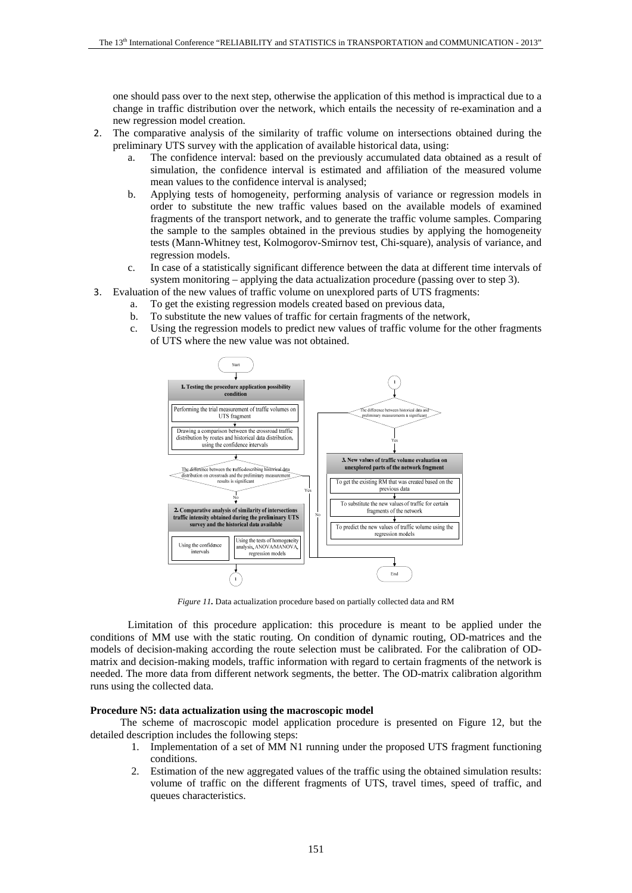one should pass over to the next step, otherwise the application of this method is impractical due to a change in traffic distribution over the network, which entails the necessity of re-examination and a new regression model creation.

2. The comparative analysis of the similarity of traffic volume on intersections obtained during the preliminary UTS survey with the application of available historical data, using:
   a. The confidence interval: based on the previously accumulated data obtained as a result of simulation, the confidence interval is estimated and affiliation of the measured volume mean values to the confidence interval is analysed;
   b. Applying tests of homogeneity, performing analysis of variance or regression models in order to substitute the new traffic values based on the available models of examined fragments of the transport network, and to generate the traffic volume samples. Comparing the sample to the samples obtained in the previous studies by applying the homogeneity tests (Mann-Whitney test, Kolmogorov-Smirnov test, Chi-square), analysis of variance, and regression models.
   c. In case of a statistically significant difference between the data at different time intervals of system monitoring – applying the data actualization procedure (passing over to step 3).
3. Evaluation of the new values of traffic volume on unexplored parts of UTS fragments:
   a. To get the existing regression models created based on previous data,
   b. To substitute the new values of traffic for certain fragments of the network,
   c. Using the regression models to predict new values of traffic volume for the other fragments of UTS where the new value was not obtained.

*Figure 11.* Data actualization procedure based on partially collected data and RM

Limitation of this procedure application: this procedure is meant to be applied under the conditions of MM use with the static routing. On condition of dynamic routing, OD-matrices and the models of decision-making according the route selection must be calibrated. For the calibration of OD-matrix and decision-making models, traffic information with regard to certain fragments of the network is needed. The more data from different network segments, the better. The OD-matrix calibration algorithm runs using the collected data.

**Procedure N5: data actualization using the macroscopic model**

The scheme of macroscopic model application procedure is presented on Figure 12, but the detailed description includes the following steps:

1. Implementation of a set of MM N1 running under the proposed UTS fragment functioning conditions.
2. Estimation of the new aggregated values of the traffic using the obtained simulation results: volume of traffic on the different fragments of UTS, travel times, speed of traffic, and queues characteristics.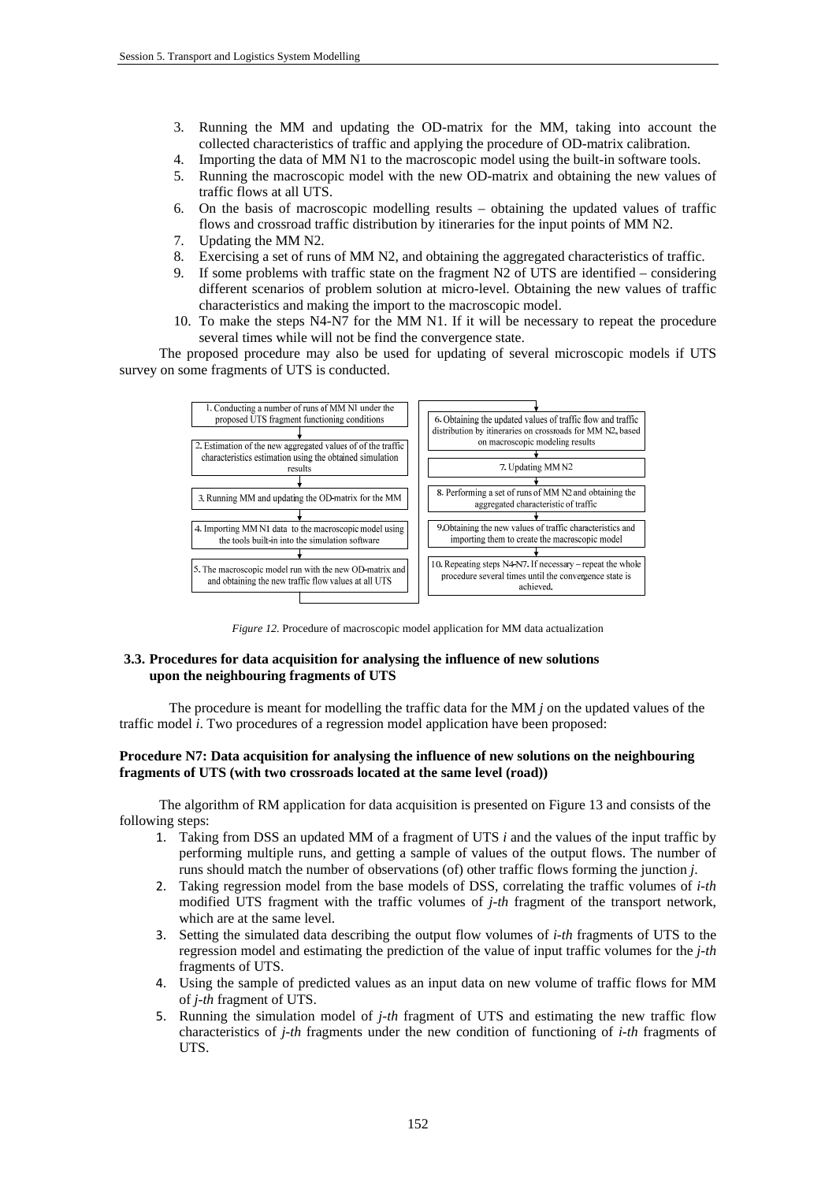3. Running the MM and updating the OD-matrix for the MM, taking into account the collected characteristics of traffic and applying the procedure of OD-matrix calibration.
4. Importing the data of MM N1 to the macroscopic model using the built-in software tools.
5. Running the macroscopic model with the new OD-matrix and obtaining the new values of traffic flows at all UTS.
6. On the basis of macroscopic modelling results – obtaining the updated values of traffic flows and crossroad traffic distribution by itineraries for the input points of MM N2.
7. Updating the MM N2.
8. Exercising a set of runs of MM N2, and obtaining the aggregated characteristics of traffic.
9. If some problems with traffic state on the fragment N2 of UTS are identified – considering different scenarios of problem solution at micro-level. Obtaining the new values of traffic characteristics and making the import to the macroscopic model.
10. To make the steps N4-N7 for the MM N1. If it will be necessary to repeat the procedure several times while will not be find the convergence state.

The proposed procedure may also be used for updating of several microscopic models if UTS survey on some fragments of UTS is conducted.

1. Conducting a number of runs of MM N1 under the proposed UTS fragment functioning conditions

2. Estimation of the new aggregated values of of the traffic characteristics estimation using the obtained simulation results

3. Running MM and updating the OD-matrix for the MM

4. Importing MM N1 data to the macroscopic model using the tools built-in into the simulation software

5. The macroscopic model run with the new OD-matrix and and obtaining the new traffic flow values at all UTS

6. Obtaining the updated values of traffic flow and traffic distribution by itineraries on crossroads for MM N2, based on macroscopic modeling results

7. Updating MM N2

8. Performing a set of runs of MM N2 and obtaining the aggregated characteristic of traffic

9. Obtaining the new values of traffic characteristics and importing them to create the macroscopic model

10. Repeating steps N4-N7. If necessary – repeat the whole procedure several times until the convergence state is achieved.

*Figure 12.* Procedure of macroscopic model application for MM data actualization

### 3.3. Procedures for data acquisition for analysing the influence of new solutions upon the neighbouring fragments of UTS

The procedure is meant for modelling the traffic data for the MM *j* on the updated values of the traffic model *i*. Two procedures of a regression model application have been proposed:

**Procedure N7: Data acquisition for analysing the influence of new solutions on the neighbouring fragments of UTS (with two crossroads located at the same level (road))**

The algorithm of RM application for data acquisition is presented on Figure 13 and consists of the following steps:

1. Taking from DSS an updated MM of a fragment of UTS *i* and the values of the input traffic by performing multiple runs, and getting a sample of values of the output flows. The number of runs should match the number of observations (of) other traffic flows forming the junction *j*.
2. Taking regression model from the base models of DSS, correlating the traffic volumes of *i-th* modified UTS fragment with the traffic volumes of *j-th* fragment of the transport network, which are at the same level.
3. Setting the simulated data describing the output flow volumes of *i-th* fragments of UTS to the regression model and estimating the prediction of the value of input traffic volumes for the *j-th* fragments of UTS.
4. Using the sample of predicted values as an input data on new volume of traffic flows for MM of *j-th* fragment of UTS.
5. Running the simulation model of *j-th* fragment of UTS and estimating the new traffic flow characteristics of *j-th* fragments under the new condition of functioning of *i-th* fragments of UTS.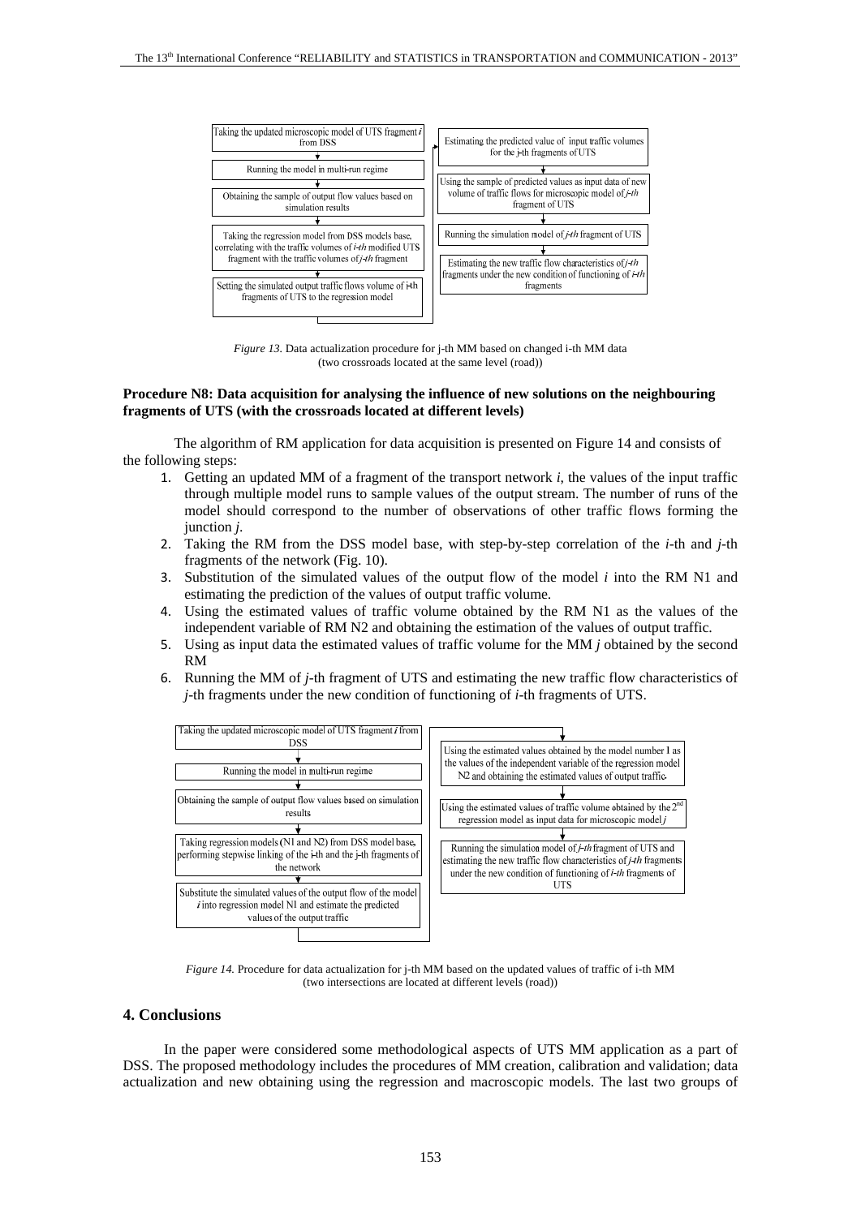Taking the updated microscopic model of UTS fragment *i* from DSS

Running the model in multi-run regime

Obtaining the sample of output flow values based on simulation results

Taking the regression model from DSS models base, correlating with the traffic volumes of *i-th* modified UTS fragment with the traffic volumes of *j-th* fragment

Setting the simulated output traffic flows volume of i-th fragments of UTS to the regression model

Estimating the predicted value of input traffic volumes for the j-th fragments of UTS

Using the sample of predicted values as input data of new volume of traffic flows for microscopic model of *j-th* fragment of UTS

Running the simulation model of *j-th* fragment of UTS

Estimating the new traffic flow characteristics of *j-th* fragments under the new condition of functioning of *i-th* fragments

*Figure 13.* Data actualization procedure for j-th MM based on changed i-th MM data (two crossroads located at the same level (road))

**Procedure N8: Data acquisition for analysing the influence of new solutions on the neighbouring fragments of UTS (with the crossroads located at different levels)**

The algorithm of RM application for data acquisition is presented on Figure 14 and consists of the following steps:

1. Getting an updated MM of a fragment of the transport network *i*, the values of the input traffic through multiple model runs to sample values of the output stream. The number of runs of the model should correspond to the number of observations of other traffic flows forming the junction *j*.
2. Taking the RM from the DSS model base, with step-by-step correlation of the *i*-th and *j*-th fragments of the network (Fig. 10).
3. Substitution of the simulated values of the output flow of the model *i* into the RM N1 and estimating the prediction of the values of output traffic volume.
4. Using the estimated values of traffic volume obtained by the RM N1 as the values of the independent variable of RM N2 and obtaining the estimation of the values of output traffic.
5. Using as input data the estimated values of traffic volume for the MM *j* obtained by the second RM
6. Running the MM of *j*-th fragment of UTS and estimating the new traffic flow characteristics of *j*-th fragments under the new condition of functioning of *i*-th fragments of UTS.

Taking the updated microscopic model of UTS fragment *i* from DSS

Running the model in multi-run regime

Obtaining the sample of output flow values based on simulation results

Taking regression models (N1 and N2) from DSS model base, performing stepwise linking of the i-th and the j-th fragments of the network

Substitute the simulated values of the output flow of the model *i* into regression model N1 and estimate the predicted values of the output traffic

Using the estimated values obtained by the model number 1 as the values of the independent variable of the regression model N2 and obtaining the estimated values of output traffic.

Using the estimated values of traffic volume obtained by the 2nd regression model as input data for microscopic model *j*

Running the simulation model of *j-th* fragment of UTS and estimating the new traffic flow characteristics of *j-th* fragments under the new condition of functioning of *i-th* fragments of UTS

*Figure 14.* Procedure for data actualization for j-th MM based on the updated values of traffic of i-th MM (two intersections are located at different levels (road))

## 4. Conclusions

In the paper were considered some methodological aspects of UTS MM application as a part of DSS. The proposed methodology includes the procedures of MM creation, calibration and validation; data actualization and new obtaining using the regression and macroscopic models. The last two groups of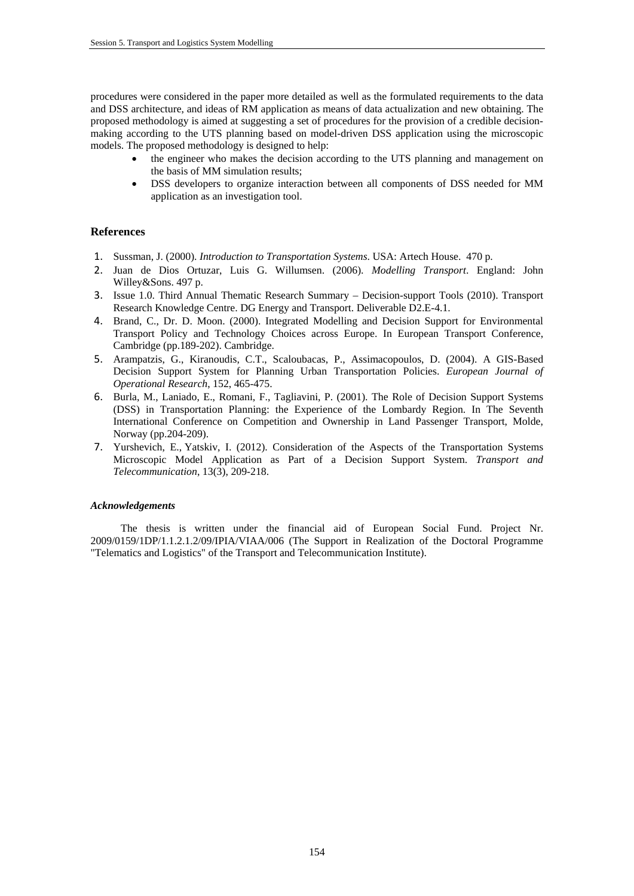procedures were considered in the paper more detailed as well as the formulated requirements to the data and DSS architecture, and ideas of RM application as means of data actualization and new obtaining. The proposed methodology is aimed at suggesting a set of procedures for the provision of a credible decision-making according to the UTS planning based on model-driven DSS application using the microscopic models. The proposed methodology is designed to help:

- the engineer who makes the decision according to the UTS planning and management on the basis of MM simulation results;
- DSS developers to organize interaction between all components of DSS needed for MM application as an investigation tool.

## References

1. Sussman, J. (2000). *Introduction to Transportation Systems*. USA: Artech House. 470 p.
2. Juan de Dios Ortuzar, Luis G. Willumsen. (2006). *Modelling Transport*. England: John Willey&Sons. 497 p.
3. Issue 1.0. Third Annual Thematic Research Summary – Decision-support Tools (2010). Transport Research Knowledge Centre. DG Energy and Transport. Deliverable D2.E-4.1.
4. Brand, C., Dr. D. Moon. (2000). Integrated Modelling and Decision Support for Environmental Transport Policy and Technology Choices across Europe. In European Transport Conference, Cambridge (pp.189-202). Cambridge.
5. Arampatzis, G., Kiranoudis, C.T., Scaloubacas, P., Assimacopoulos, D. (2004). A GIS-Based Decision Support System for Planning Urban Transportation Policies. *European Journal of Operational Research*, 152, 465-475.
6. Burla, M., Laniado, E., Romani, F., Tagliavini, P. (2001). The Role of Decision Support Systems (DSS) in Transportation Planning: the Experience of the Lombardy Region. In The Seventh International Conference on Competition and Ownership in Land Passenger Transport, Molde, Norway (pp.204-209).
7. Yurshevich, E., Yatskiv, I. (2012). Consideration of the Aspects of the Transportation Systems Microscopic Model Application as Part of a Decision Support System. *Transport and Telecommunication*, 13(3), 209-218.

#### *Acknowledgements*

The thesis is written under the financial aid of European Social Fund. Project Nr. 2009/0159/1DP/1.1.2.1.2/09/IPIA/VIAA/006 (The Support in Realization of the Doctoral Programme "Telematics and Logistics" of the Transport and Telecommunication Institute).